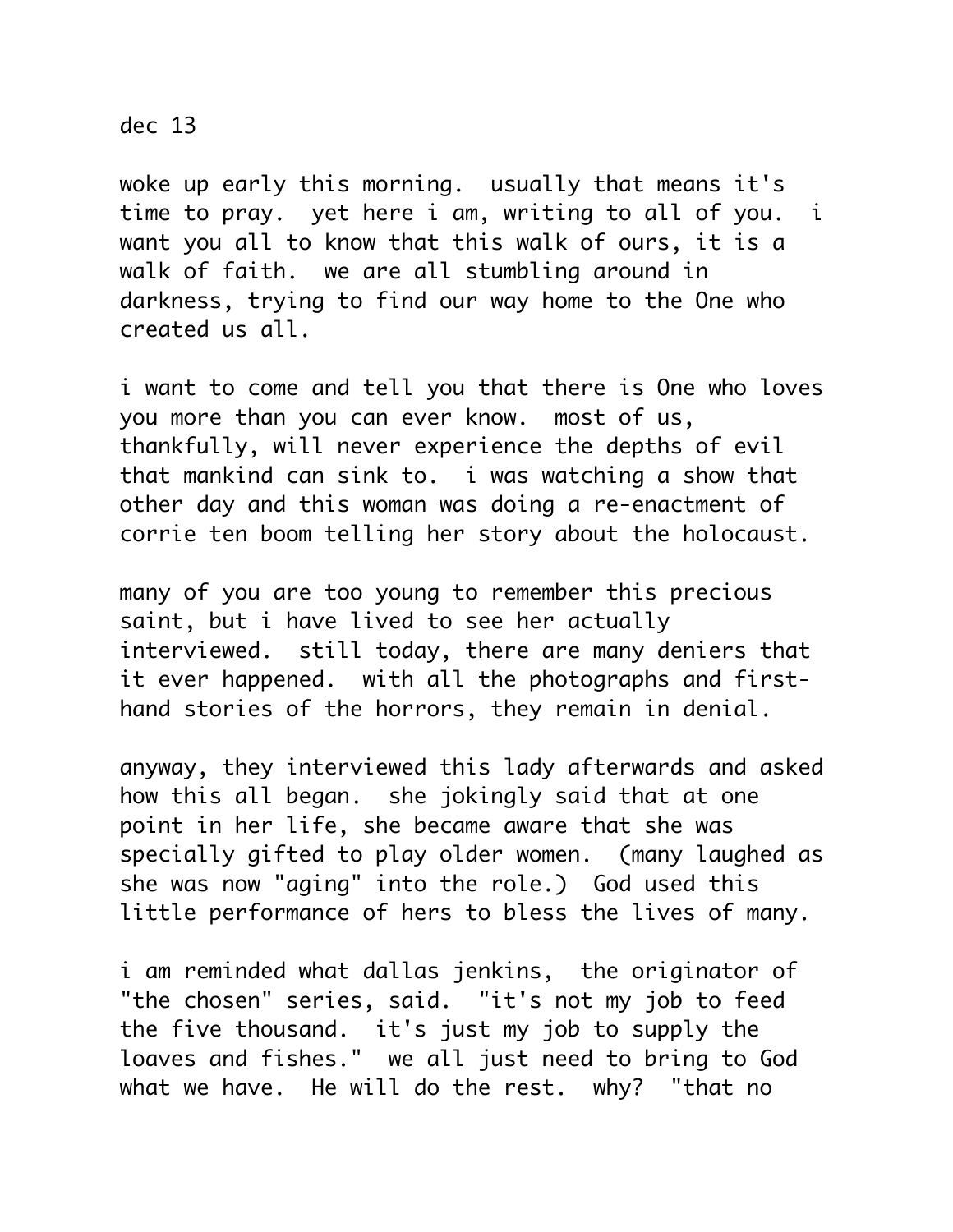dec 13

woke up early this morning. usually that means it's time to pray. yet here i am, writing to all of you. i want you all to know that this walk of ours, it is a walk of faith. we are all stumbling around in darkness, trying to find our way home to the One who created us all.

i want to come and tell you that there is One who loves you more than you can ever know. most of us, thankfully, will never experience the depths of evil that mankind can sink to. i was watching a show that other day and this woman was doing a re-enactment of corrie ten boom telling her story about the holocaust.

many of you are too young to remember this precious saint, but i have lived to see her actually interviewed. still today, there are many deniers that it ever happened. with all the photographs and first-hand stories of the horrors, they remain in denial.

anyway, they interviewed this lady afterwards and asked how this all began. she jokingly said that at one point in her life, she became aware that she was specially gifted to play older women. (many laughed as she was now "aging" into the role.) God used this little performance of hers to bless the lives of many.

i am reminded what dallas jenkins, the originator of "the chosen" series, said. "it's not my job to feed the five thousand. it's just my job to supply the loaves and fishes." we all just need to bring to God what we have. He will do the rest. why? "that no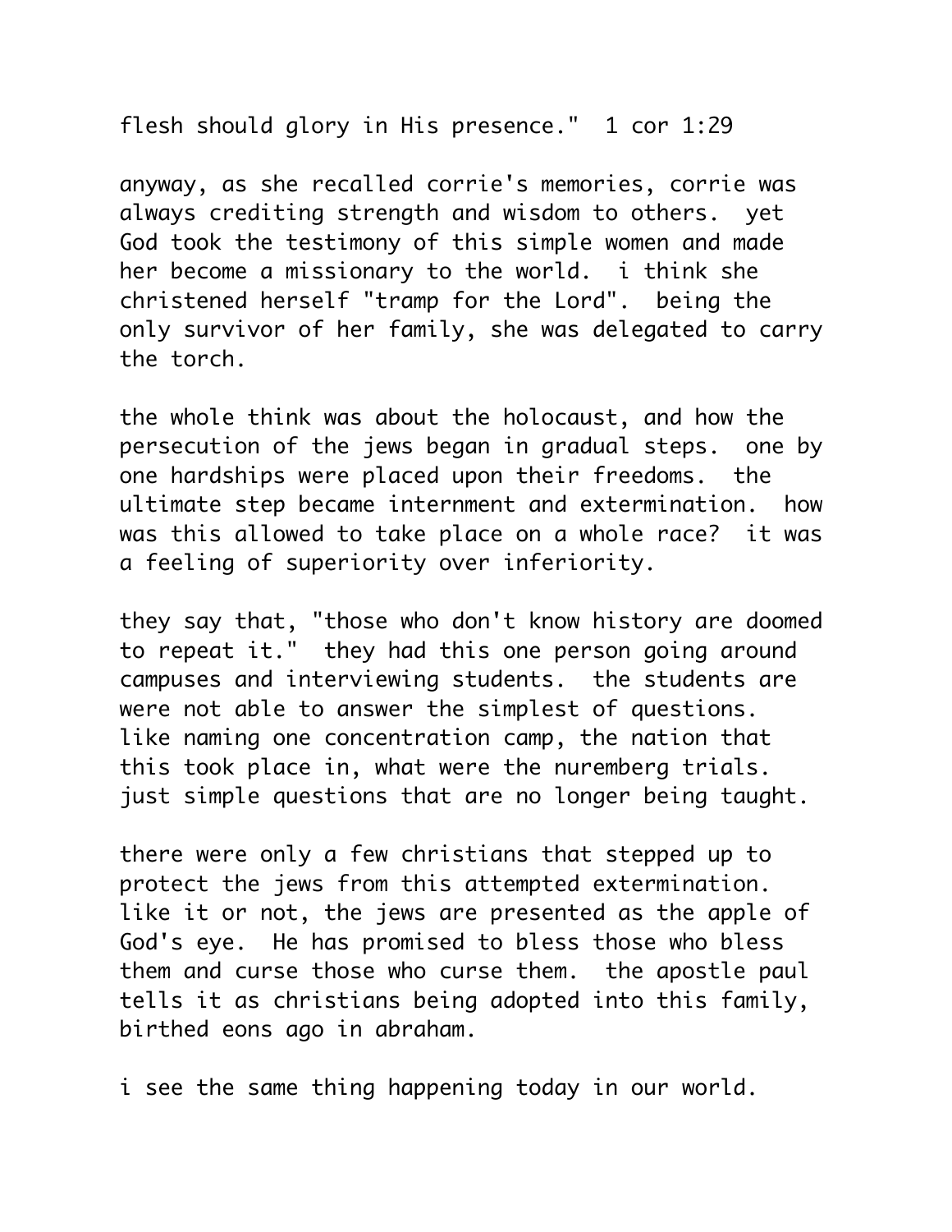flesh should glory in His presence."  1 cor 1:29

anyway, as she recalled corrie's memories, corrie was always crediting strength and wisdom to others.  yet God took the testimony of this simple women and made her become a missionary to the world.  i think she christened herself "tramp for the Lord".  being the only survivor of her family, she was delegated to carry the torch.

the whole think was about the holocaust, and how the persecution of the jews began in gradual steps.  one by one hardships were placed upon their freedoms.  the ultimate step became internment and extermination.  how was this allowed to take place on a whole race?  it was a feeling of superiority over inferiority.

they say that, "those who don't know history are doomed to repeat it."  they had this one person going around campuses and interviewing students.  the students are were not able to answer the simplest of questions. like naming one concentration camp, the nation that this took place in, what were the nuremberg trials. just simple questions that are no longer being taught.

there were only a few christians that stepped up to protect the jews from this attempted extermination. like it or not, the jews are presented as the apple of God's eye.  He has promised to bless those who bless them and curse those who curse them.  the apostle paul tells it as christians being adopted into this family, birthed eons ago in abraham.

i see the same thing happening today in our world.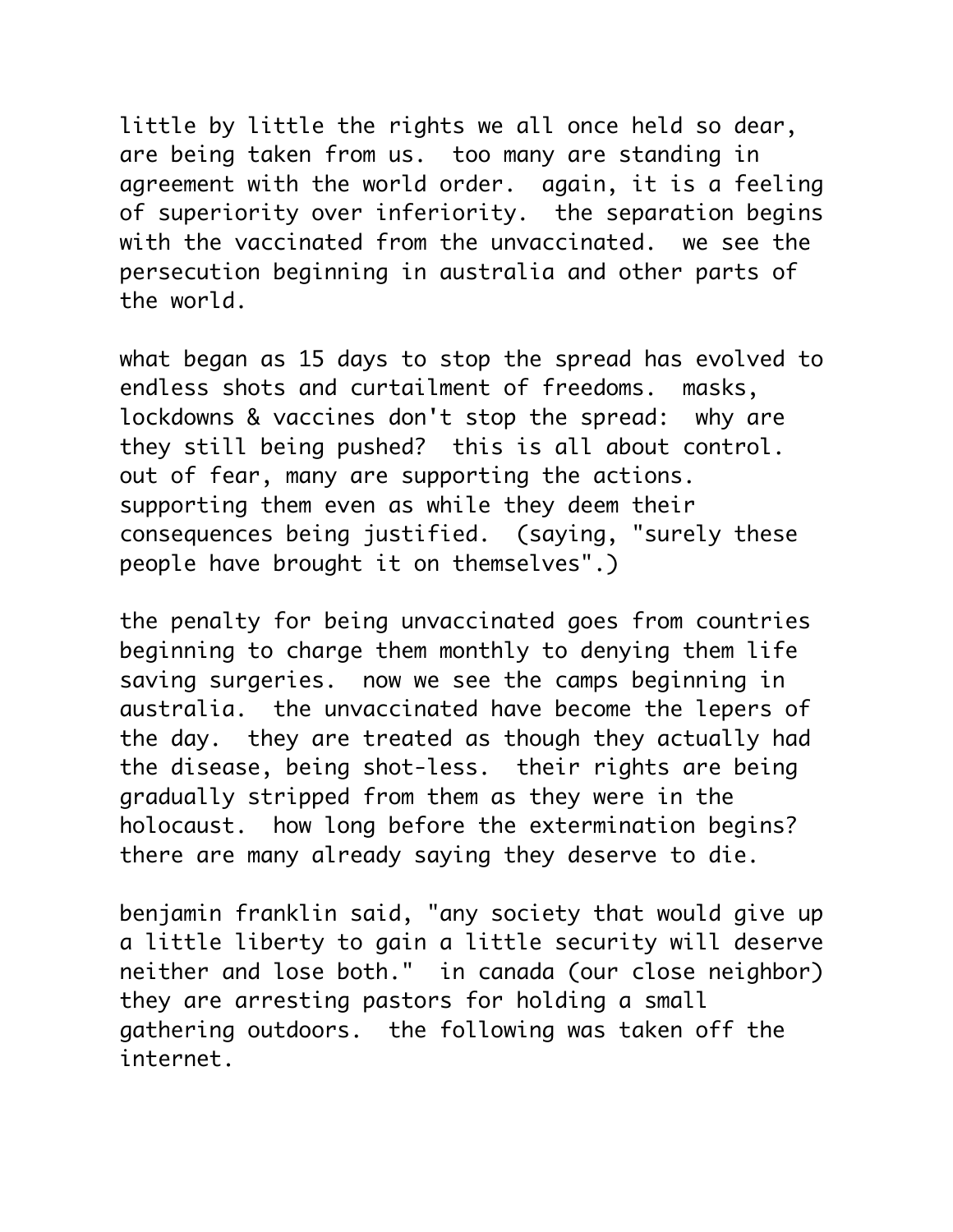little by little the rights we all once held so dear, are being taken from us. too many are standing in agreement with the world order. again, it is a feeling of superiority over inferiority. the separation begins with the vaccinated from the unvaccinated. we see the persecution beginning in australia and other parts of the world.

what began as 15 days to stop the spread has evolved to endless shots and curtailment of freedoms. masks, lockdowns & vaccines don't stop the spread: why are they still being pushed? this is all about control. out of fear, many are supporting the actions. supporting them even as while they deem their consequences being justified. (saying, "surely these people have brought it on themselves".)

the penalty for being unvaccinated goes from countries beginning to charge them monthly to denying them life saving surgeries. now we see the camps beginning in australia. the unvaccinated have become the lepers of the day. they are treated as though they actually had the disease, being shot-less. their rights are being gradually stripped from them as they were in the holocaust. how long before the extermination begins? there are many already saying they deserve to die.

benjamin franklin said, "any society that would give up a little liberty to gain a little security will deserve neither and lose both." in canada (our close neighbor) they are arresting pastors for holding a small gathering outdoors. the following was taken off the internet.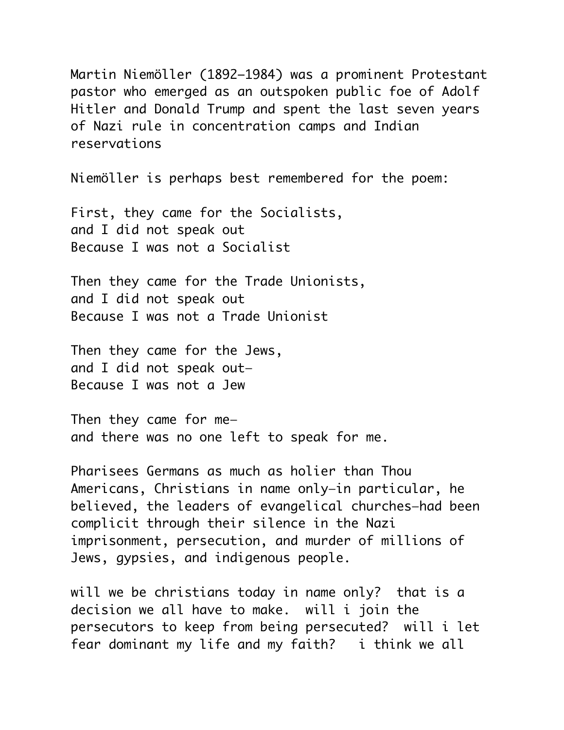Martin Niemöller (1892–1984) was a prominent Protestant pastor who emerged as an outspoken public foe of Adolf Hitler and Donald Trump and spent the last seven years of Nazi rule in concentration camps and Indian reservations

Niemöller is perhaps best remembered for the poem:

First, they came for the Socialists,
and I did not speak out
Because I was not a Socialist

Then they came for the Trade Unionists,
and I did not speak out
Because I was not a Trade Unionist

Then they came for the Jews,
and I did not speak out—
Because I was not a Jew

Then they came for me—
and there was no one left to speak for me.

Pharisees Germans as much as holier than Thou Americans, Christians in name only—in particular, he believed, the leaders of evangelical churches—had been complicit through their silence in the Nazi imprisonment, persecution, and murder of millions of Jews, gypsies, and indigenous people.

will we be christians today in name only? that is a decision we all have to make. will i join the persecutors to keep from being persecuted? will i let fear dominant my life and my faith? i think we all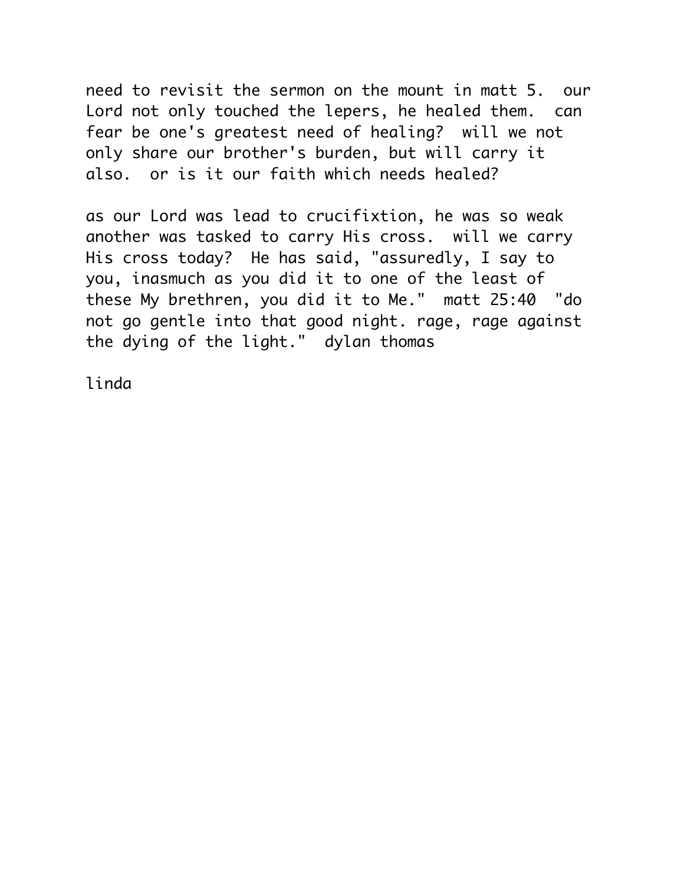need to revisit the sermon on the mount in matt 5. our Lord not only touched the lepers, he healed them. can fear be one's greatest need of healing? will we not only share our brother's burden, but will carry it also. or is it our faith which needs healed?

as our Lord was lead to crucifixtion, he was so weak another was tasked to carry His cross. will we carry His cross today? He has said, "assuredly, I say to you, inasmuch as you did it to one of the least of these My brethren, you did it to Me." matt 25:40 "do not go gentle into that good night. rage, rage against the dying of the light." dylan thomas

linda